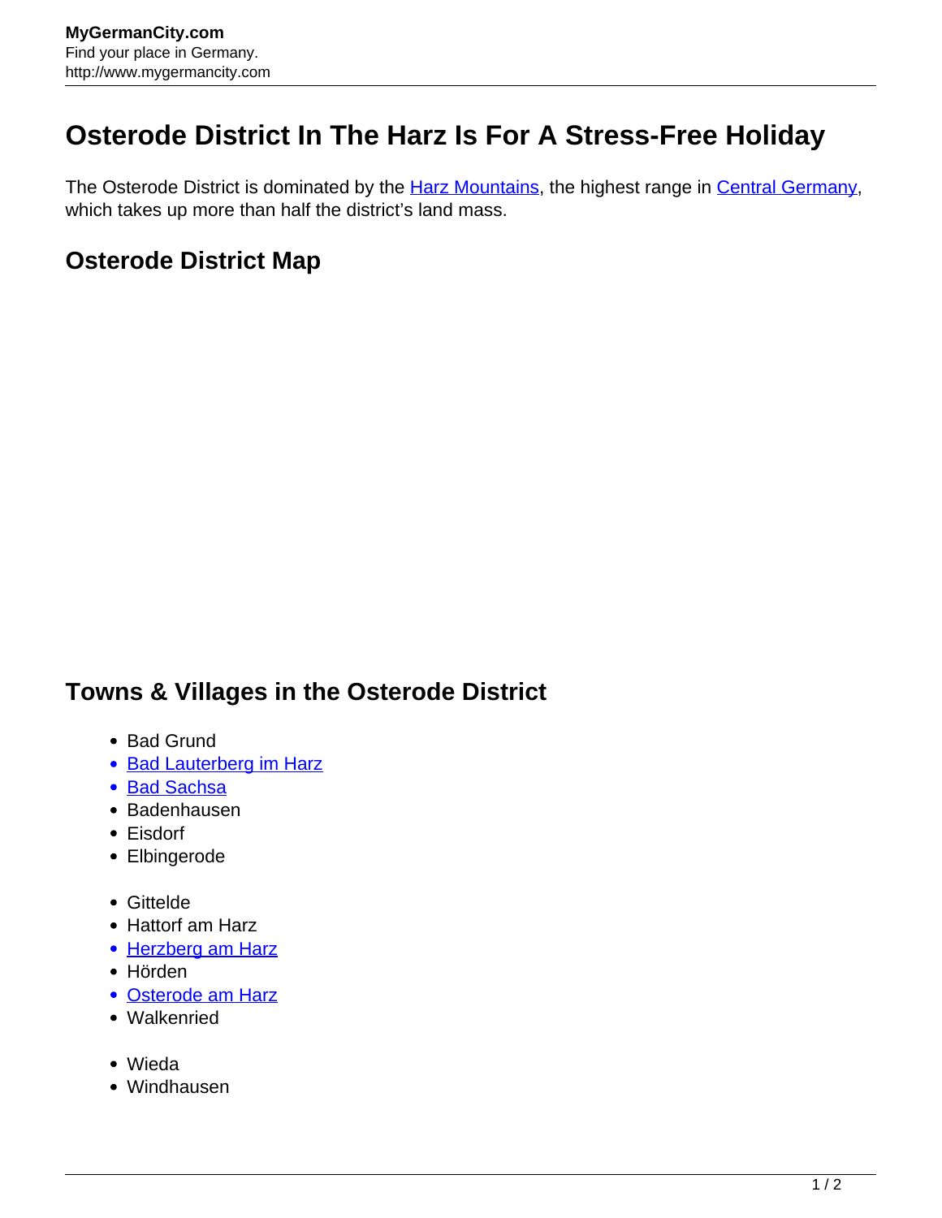# Osterode District In The Harz Is For A Stress-Free Holiday

The Osterode District is dominated by the Harz Mountains, the highest range in Central Germany, which takes up more than half the district's land mass.

## Osterode District Map

## Towns & Villages in the Osterode District

- Bad Grund
- Bad Lauterberg im Harz
- Bad Sachsa
- Badenhausen
- Eisdorf
- Elbingerode

- Gittelde
- Hattorf am Harz
- Herzberg am Harz
- Hörden
- Osterode am Harz
- Walkenried

- Wieda
- Windhausen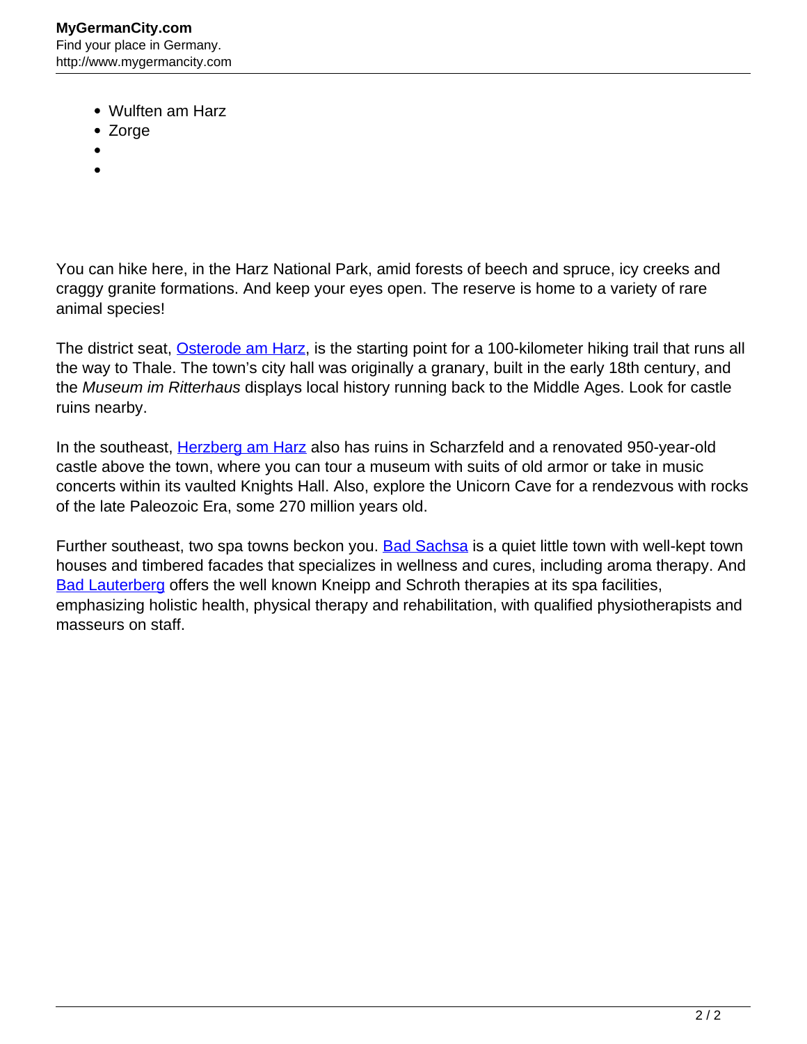- Wulften am Harz
- Zorge
-
-

You can hike here, in the Harz National Park, amid forests of beech and spruce, icy creeks and craggy granite formations. And keep your eyes open. The reserve is home to a variety of rare animal species!

The district seat, Osterode am Harz, is the starting point for a 100-kilometer hiking trail that runs all the way to Thale. The town's city hall was originally a granary, built in the early 18th century, and the *Museum im Ritterhaus* displays local history running back to the Middle Ages. Look for castle ruins nearby.

In the southeast, Herzberg am Harz also has ruins in Scharzfeld and a renovated 950-year-old castle above the town, where you can tour a museum with suits of old armor or take in music concerts within its vaulted Knights Hall. Also, explore the Unicorn Cave for a rendezvous with rocks of the late Paleozoic Era, some 270 million years old.

Further southeast, two spa towns beckon you. Bad Sachsa is a quiet little town with well-kept town houses and timbered facades that specializes in wellness and cures, including aroma therapy. And Bad Lauterberg offers the well known Kneipp and Schroth therapies at its spa facilities, emphasizing holistic health, physical therapy and rehabilitation, with qualified physiotherapists and masseurs on staff.